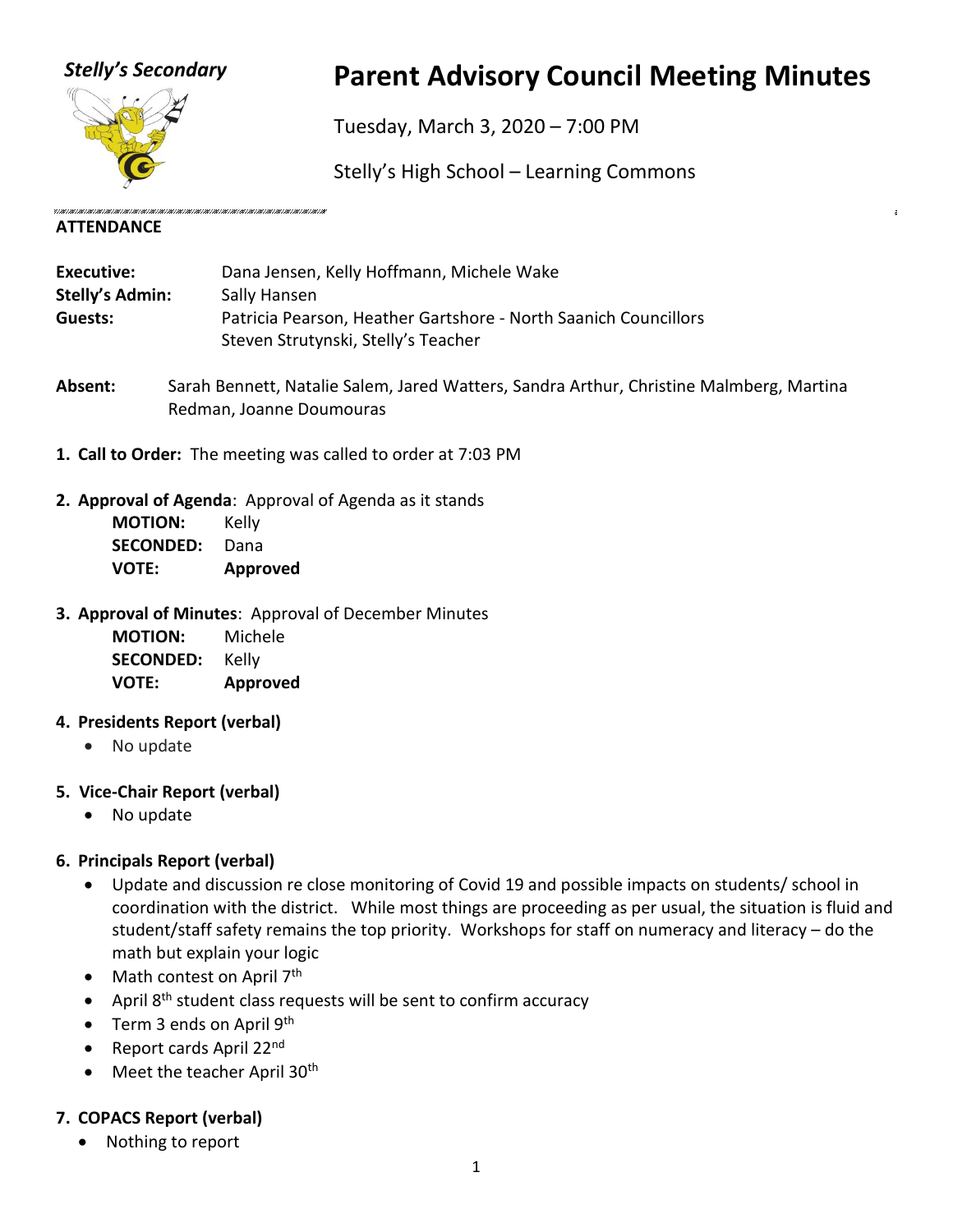*Stelly's Secondary*

# Parent Advisory Council Meeting Minutes

Tuesday, March 3, 2020 – 7:00 PM

Stelly's High School – Learning Commons

**ATTENDANCE**

**Executive:** Dana Jensen, Kelly Hoffmann, Michele Wake
**Stelly's Admin:** Sally Hansen
**Guests:** Patricia Pearson, Heather Gartshore - North Saanich Councillors
Steven Strutynski, Stelly's Teacher

**Absent:** Sarah Bennett, Natalie Salem, Jared Watters, Sandra Arthur, Christine Malmberg, Martina Redman, Joanne Doumouras

1. **Call to Order:** The meeting was called to order at 7:03 PM

2. **Approval of Agenda**: Approval of Agenda as it stands

   **MOTION:** Kelly
   **SECONDED:** Dana
   **VOTE:** **Approved**

3. **Approval of Minutes**: Approval of December Minutes

   **MOTION:** Michele
   **SECONDED:** Kelly
   **VOTE:** **Approved**

4. **Presidents Report (verbal)**
   - No update

5. **Vice-Chair Report (verbal)**
   - No update

6. **Principals Report (verbal)**
   - Update and discussion re close monitoring of Covid 19 and possible impacts on students/ school in coordination with the district. While most things are proceeding as per usual, the situation is fluid and student/staff safety remains the top priority. Workshops for staff on numeracy and literacy – do the math but explain your logic
   - Math contest on April 7th
   - April 8th student class requests will be sent to confirm accuracy
   - Term 3 ends on April 9th
   - Report cards April 22nd
   - Meet the teacher April 30th

7. **COPACS Report (verbal)**
   - Nothing to report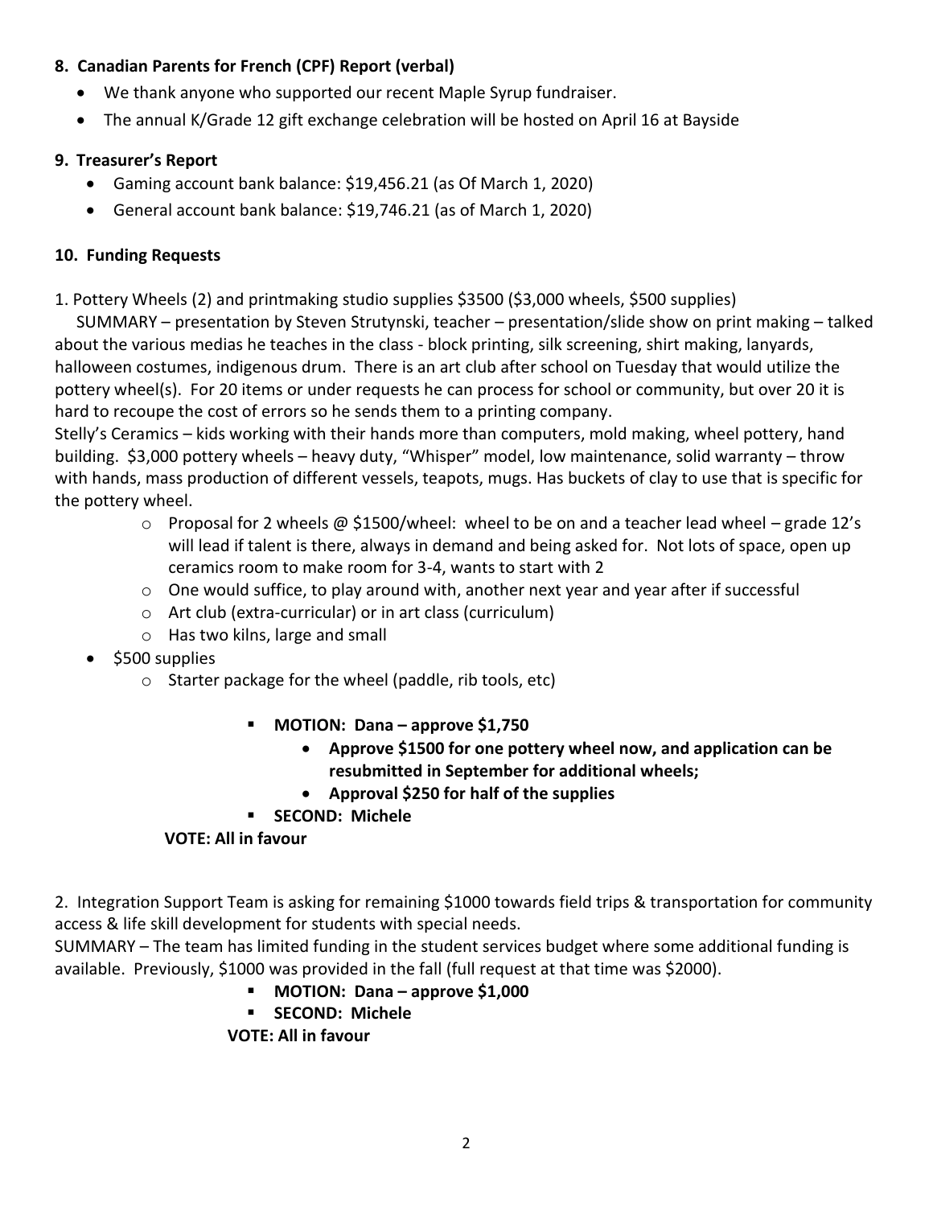### 8. Canadian Parents for French (CPF) Report (verbal)

- We thank anyone who supported our recent Maple Syrup fundraiser.
- The annual K/Grade 12 gift exchange celebration will be hosted on April 16 at Bayside

### 9. Treasurer's Report

- Gaming account bank balance: $19,456.21 (as Of March 1, 2020)
- General account bank balance: $19,746.21 (as of March 1, 2020)

### 10. Funding Requests

1. Pottery Wheels (2) and printmaking studio supplies $3500 ($3,000 wheels, $500 supplies)

SUMMARY – presentation by Steven Strutynski, teacher – presentation/slide show on print making – talked about the various medias he teaches in the class - block printing, silk screening, shirt making, lanyards, halloween costumes, indigenous drum. There is an art club after school on Tuesday that would utilize the pottery wheel(s). For 20 items or under requests he can process for school or community, but over 20 it is hard to recoupe the cost of errors so he sends them to a printing company.

Stelly's Ceramics – kids working with their hands more than computers, mold making, wheel pottery, hand building. $3,000 pottery wheels – heavy duty, "Whisper" model, low maintenance, solid warranty – throw with hands, mass production of different vessels, teapots, mugs. Has buckets of clay to use that is specific for the pottery wheel.

- Proposal for 2 wheels @ $1500/wheel: wheel to be on and a teacher lead wheel – grade 12's will lead if talent is there, always in demand and being asked for. Not lots of space, open up ceramics room to make room for 3-4, wants to start with 2
- One would suffice, to play around with, another next year and year after if successful
- Art club (extra-curricular) or in art class (curriculum)
- Has two kilns, large and small

- $500 supplies
  - Starter package for the wheel (paddle, rib tools, etc)

  - **MOTION: Dana – approve $1,750**
    - **Approve $1500 for one pottery wheel now, and application can be resubmitted in September for additional wheels;**
    - **Approval $250 for half of the supplies**
  - **SECOND: Michele**

**VOTE: All in favour**

2. Integration Support Team is asking for remaining $1000 towards field trips & transportation for community access & life skill development for students with special needs.

SUMMARY – The team has limited funding in the student services budget where some additional funding is available. Previously, $1000 was provided in the fall (full request at that time was $2000).

- **MOTION: Dana – approve $1,000**
- **SECOND: Michele**

**VOTE: All in favour**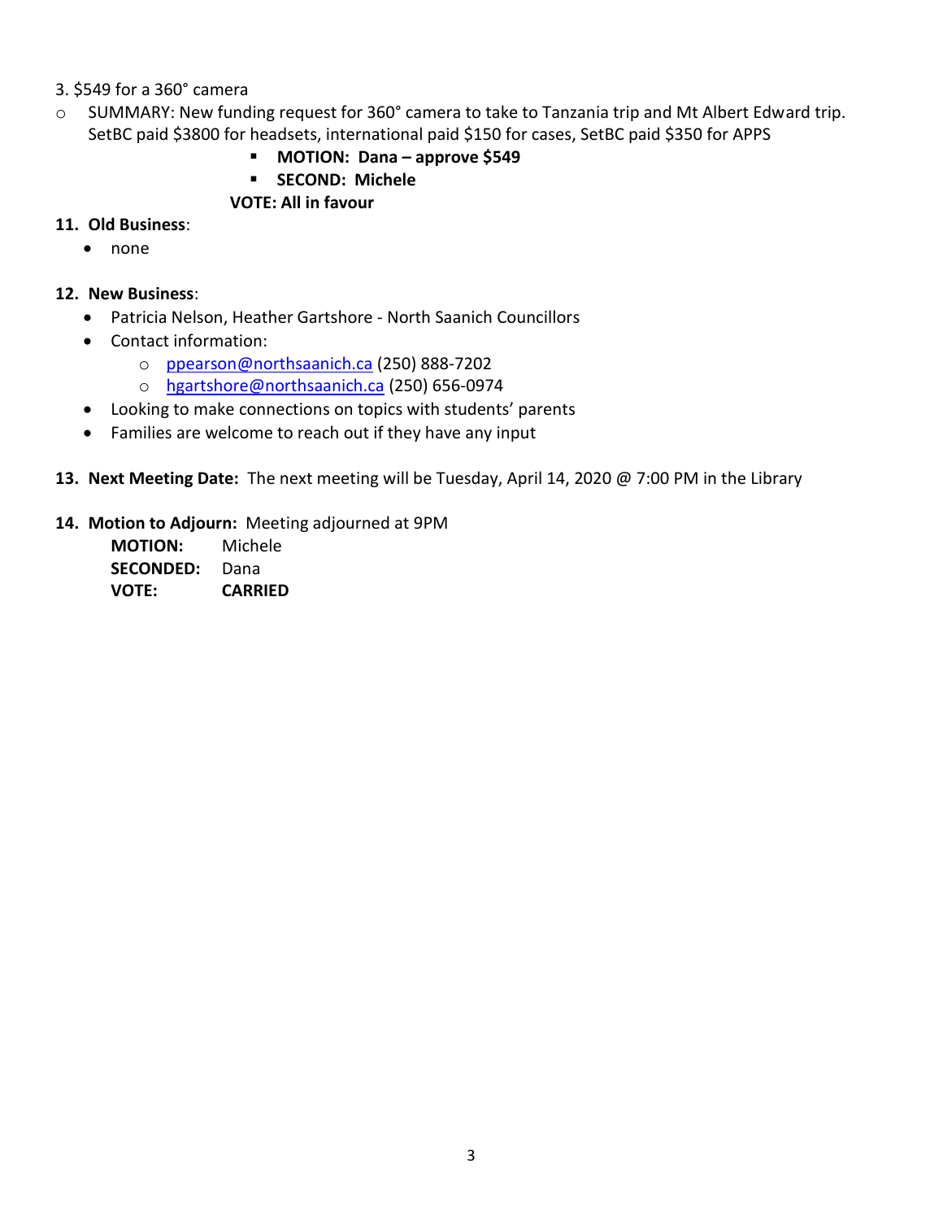3. $549 for a 360° camera

- SUMMARY: New funding request for 360° camera to take to Tanzania trip and Mt Albert Edward trip. SetBC paid $3800 for headsets, international paid $150 for cases, SetBC paid $350 for APPS
    - **MOTION: Dana – approve $549**
    - **SECOND: Michele**

  **VOTE: All in favour**

**11. Old Business**:

- none

**12. New Business**:

- Patricia Nelson, Heather Gartshore - North Saanich Councillors
- Contact information:
    - [ppearson@northsaanich.ca](mailto:ppearson@northsaanich.ca) (250) 888-7202
    - [hgartshore@northsaanich.ca](mailto:hgartshore@northsaanich.ca) (250) 656-0974
- Looking to make connections on topics with students' parents
- Families are welcome to reach out if they have any input

**13. Next Meeting Date:** The next meeting will be Tuesday, April 14, 2020 @ 7:00 PM in the Library

**14. Motion to Adjourn:** Meeting adjourned at 9PM

**MOTION:** Michele
**SECONDED:** Dana
**VOTE:** **CARRIED**